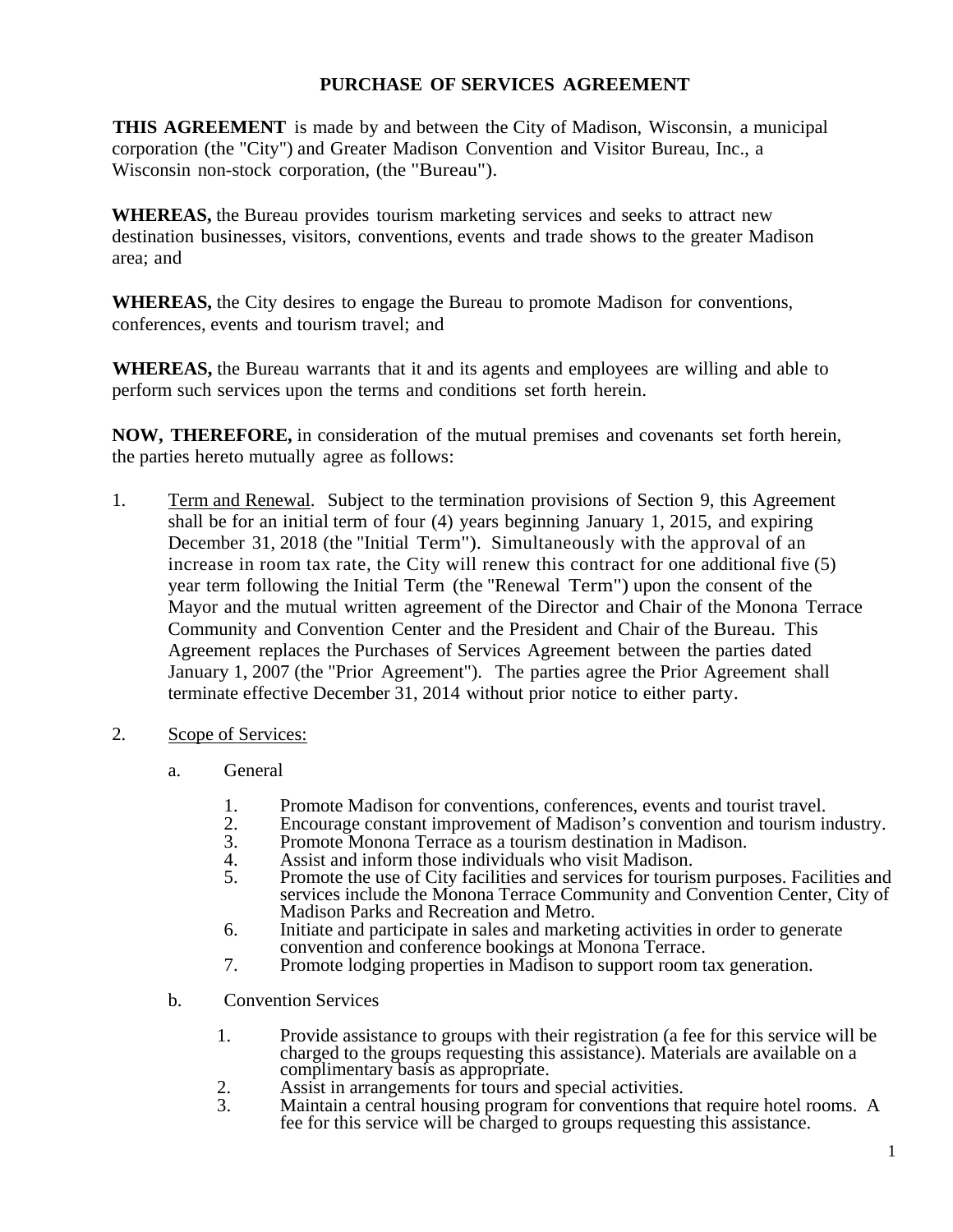# PURCHASE OF SERVICES AGREEMENT

**THIS AGREEMENT** is made by and between the City of Madison, Wisconsin, a municipal corporation (the "City") and Greater Madison Convention and Visitor Bureau, Inc., a Wisconsin non-stock corporation, (the "Bureau").

**WHEREAS,** the Bureau provides tourism marketing services and seeks to attract new destination businesses, visitors, conventions, events and trade shows to the greater Madison area; and

**WHEREAS,** the City desires to engage the Bureau to promote Madison for conventions, conferences, events and tourism travel; and

**WHEREAS,** the Bureau warrants that it and its agents and employees are willing and able to perform such services upon the terms and conditions set forth herein.

**NOW, THEREFORE,** in consideration of the mutual premises and covenants set forth herein, the parties hereto mutually agree as follows:

1. Term and Renewal. Subject to the termination provisions of Section 9, this Agreement shall be for an initial term of four (4) years beginning January 1, 2015, and expiring December 31, 2018 (the "Initial Term"). Simultaneously with the approval of an increase in room tax rate, the City will renew this contract for one additional five (5) year term following the Initial Term (the "Renewal Term") upon the consent of the Mayor and the mutual written agreement of the Director and Chair of the Monona Terrace Community and Convention Center and the President and Chair of the Bureau. This Agreement replaces the Purchases of Services Agreement between the parties dated January 1, 2007 (the "Prior Agreement"). The parties agree the Prior Agreement shall terminate effective December 31, 2014 without prior notice to either party.

2. Scope of Services:

   a. General

      1. Promote Madison for conventions, conferences, events and tourist travel.
      2. Encourage constant improvement of Madison's convention and tourism industry.
      3. Promote Monona Terrace as a tourism destination in Madison.
      4. Assist and inform those individuals who visit Madison.
      5. Promote the use of City facilities and services for tourism purposes. Facilities and services include the Monona Terrace Community and Convention Center, City of Madison Parks and Recreation and Metro.
      6. Initiate and participate in sales and marketing activities in order to generate convention and conference bookings at Monona Terrace.
      7. Promote lodging properties in Madison to support room tax generation.

   b. Convention Services

      1. Provide assistance to groups with their registration (a fee for this service will be charged to the groups requesting this assistance). Materials are available on a complimentary basis as appropriate.
      2. Assist in arrangements for tours and special activities.
      3. Maintain a central housing program for conventions that require hotel rooms. A fee for this service will be charged to groups requesting this assistance.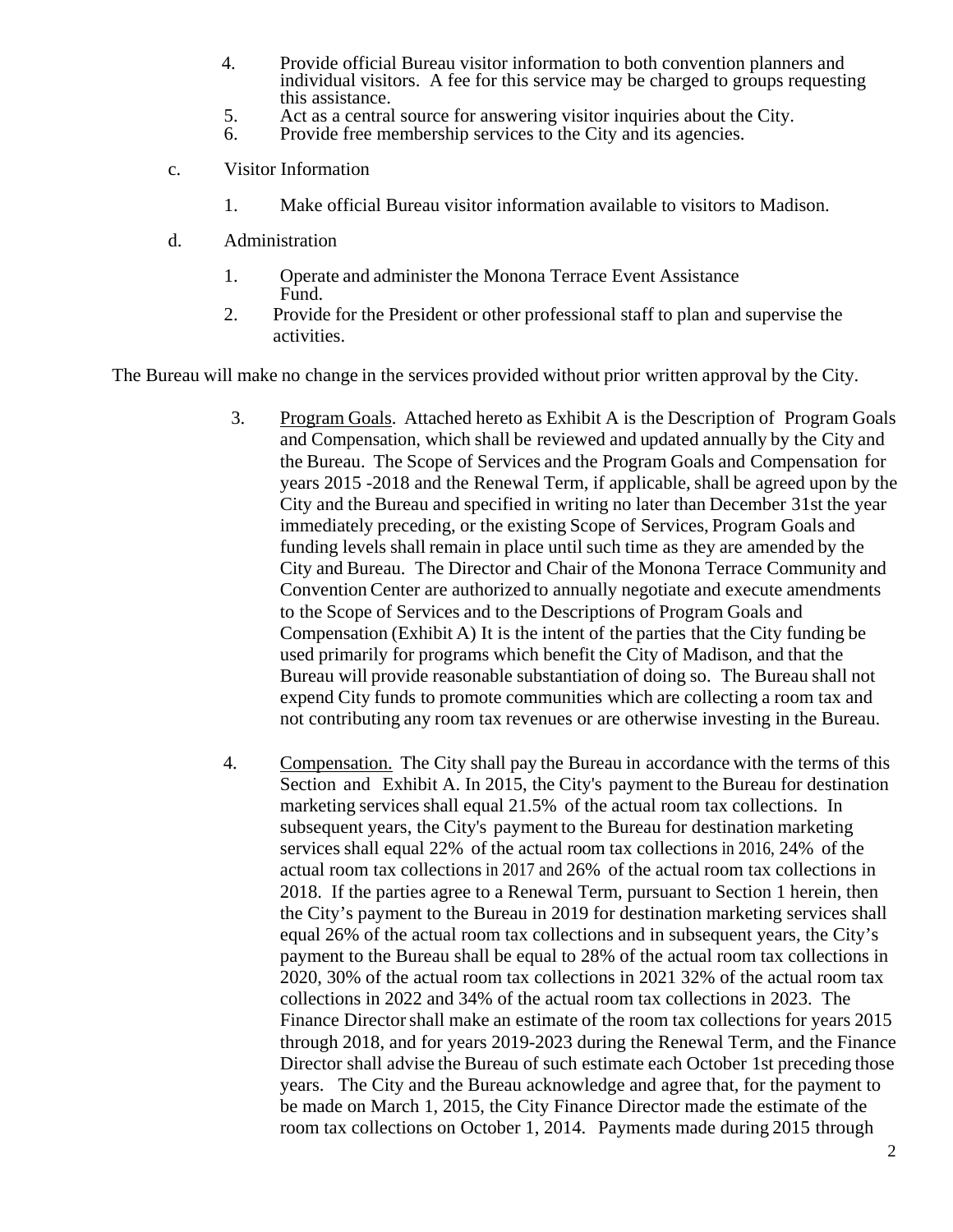4. Provide official Bureau visitor information to both convention planners and individual visitors. A fee for this service may be charged to groups requesting this assistance.
5. Act as a central source for answering visitor inquiries about the City.
6. Provide free membership services to the City and its agencies.

c. Visitor Information

1. Make official Bureau visitor information available to visitors to Madison.

d. Administration

1. Operate and administer the Monona Terrace Event Assistance Fund.
2. Provide for the President or other professional staff to plan and supervise the activities.

The Bureau will make no change in the services provided without prior written approval by the City.

3. <u>Program Goals</u>. Attached hereto as Exhibit A is the Description of Program Goals and Compensation, which shall be reviewed and updated annually by the City and the Bureau. The Scope of Services and the Program Goals and Compensation for years 2015 -2018 and the Renewal Term, if applicable, shall be agreed upon by the City and the Bureau and specified in writing no later than December 31st the year immediately preceding, or the existing Scope of Services, Program Goals and funding levels shall remain in place until such time as they are amended by the City and Bureau. The Director and Chair of the Monona Terrace Community and Convention Center are authorized to annually negotiate and execute amendments to the Scope of Services and to the Descriptions of Program Goals and Compensation (Exhibit A) It is the intent of the parties that the City funding be used primarily for programs which benefit the City of Madison, and that the Bureau will provide reasonable substantiation of doing so. The Bureau shall not expend City funds to promote communities which are collecting a room tax and not contributing any room tax revenues or are otherwise investing in the Bureau.

4. <u>Compensation.</u> The City shall pay the Bureau in accordance with the terms of this Section and Exhibit A. In 2015, the City's payment to the Bureau for destination marketing services shall equal 21.5% of the actual room tax collections. In subsequent years, the City's payment to the Bureau for destination marketing services shall equal 22% of the actual room tax collections in 2016, 24% of the actual room tax collections in 2017 and 26% of the actual room tax collections in 2018. If the parties agree to a Renewal Term, pursuant to Section 1 herein, then the City's payment to the Bureau in 2019 for destination marketing services shall equal 26% of the actual room tax collections and in subsequent years, the City's payment to the Bureau shall be equal to 28% of the actual room tax collections in 2020, 30% of the actual room tax collections in 2021 32% of the actual room tax collections in 2022 and 34% of the actual room tax collections in 2023. The Finance Director shall make an estimate of the room tax collections for years 2015 through 2018, and for years 2019-2023 during the Renewal Term, and the Finance Director shall advise the Bureau of such estimate each October 1st preceding those years. The City and the Bureau acknowledge and agree that, for the payment to be made on March 1, 2015, the City Finance Director made the estimate of the room tax collections on October 1, 2014. Payments made during 2015 through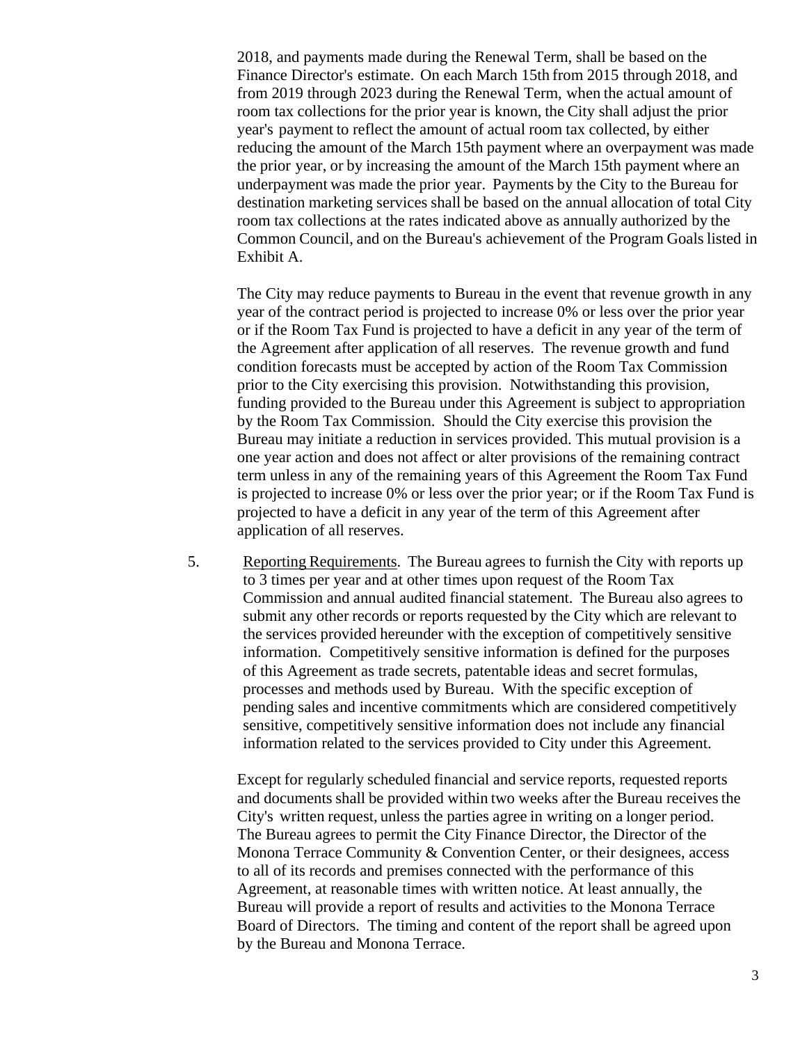2018, and payments made during the Renewal Term, shall be based on the Finance Director's estimate. On each March 15th from 2015 through 2018, and from 2019 through 2023 during the Renewal Term, when the actual amount of room tax collections for the prior year is known, the City shall adjust the prior year's payment to reflect the amount of actual room tax collected, by either reducing the amount of the March 15th payment where an overpayment was made the prior year, or by increasing the amount of the March 15th payment where an underpayment was made the prior year. Payments by the City to the Bureau for destination marketing services shall be based on the annual allocation of total City room tax collections at the rates indicated above as annually authorized by the Common Council, and on the Bureau's achievement of the Program Goals listed in Exhibit A.

The City may reduce payments to Bureau in the event that revenue growth in any year of the contract period is projected to increase 0% or less over the prior year or if the Room Tax Fund is projected to have a deficit in any year of the term of the Agreement after application of all reserves. The revenue growth and fund condition forecasts must be accepted by action of the Room Tax Commission prior to the City exercising this provision. Notwithstanding this provision, funding provided to the Bureau under this Agreement is subject to appropriation by the Room Tax Commission. Should the City exercise this provision the Bureau may initiate a reduction in services provided. This mutual provision is a one year action and does not affect or alter provisions of the remaining contract term unless in any of the remaining years of this Agreement the Room Tax Fund is projected to increase 0% or less over the prior year; or if the Room Tax Fund is projected to have a deficit in any year of the term of this Agreement after application of all reserves.

5. Reporting Requirements. The Bureau agrees to furnish the City with reports up to 3 times per year and at other times upon request of the Room Tax Commission and annual audited financial statement. The Bureau also agrees to submit any other records or reports requested by the City which are relevant to the services provided hereunder with the exception of competitively sensitive information. Competitively sensitive information is defined for the purposes of this Agreement as trade secrets, patentable ideas and secret formulas, processes and methods used by Bureau. With the specific exception of pending sales and incentive commitments which are considered competitively sensitive, competitively sensitive information does not include any financial information related to the services provided to City under this Agreement.

Except for regularly scheduled financial and service reports, requested reports and documents shall be provided within two weeks after the Bureau receives the City's written request, unless the parties agree in writing on a longer period. The Bureau agrees to permit the City Finance Director, the Director of the Monona Terrace Community & Convention Center, or their designees, access to all of its records and premises connected with the performance of this Agreement, at reasonable times with written notice. At least annually, the Bureau will provide a report of results and activities to the Monona Terrace Board of Directors. The timing and content of the report shall be agreed upon by the Bureau and Monona Terrace.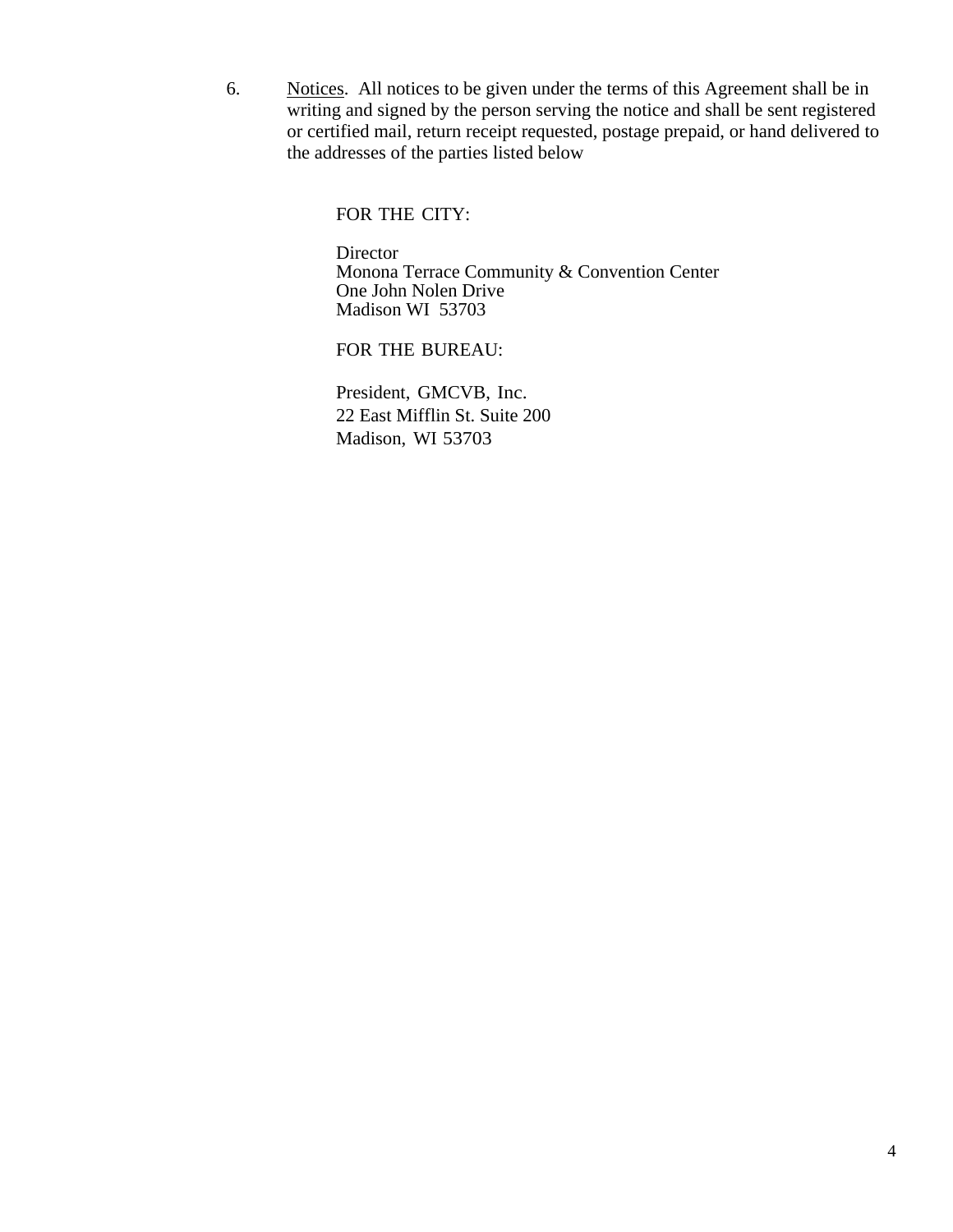6. <u>Notices</u>. All notices to be given under the terms of this Agreement shall be in writing and signed by the person serving the notice and shall be sent registered or certified mail, return receipt requested, postage prepaid, or hand delivered to the addresses of the parties listed below

FOR THE CITY:

Director
Monona Terrace Community & Convention Center
One John Nolen Drive
Madison WI 53703

FOR THE BUREAU:

President, GMCVB, Inc.
22 East Mifflin St. Suite 200
Madison, WI 53703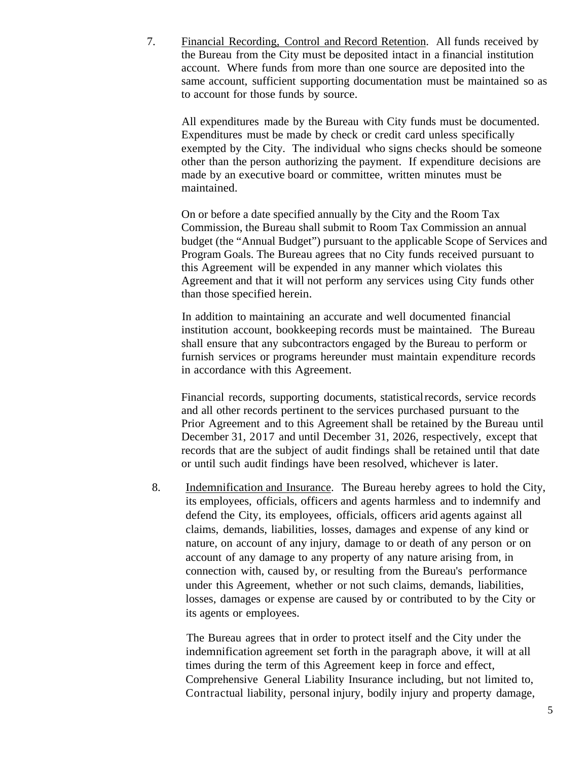7. Financial Recording, Control and Record Retention. All funds received by the Bureau from the City must be deposited intact in a financial institution account. Where funds from more than one source are deposited into the same account, sufficient supporting documentation must be maintained so as to account for those funds by source.

   All expenditures made by the Bureau with City funds must be documented. Expenditures must be made by check or credit card unless specifically exempted by the City. The individual who signs checks should be someone other than the person authorizing the payment. If expenditure decisions are made by an executive board or committee, written minutes must be maintained.

   On or before a date specified annually by the City and the Room Tax Commission, the Bureau shall submit to Room Tax Commission an annual budget (the "Annual Budget") pursuant to the applicable Scope of Services and Program Goals. The Bureau agrees that no City funds received pursuant to this Agreement will be expended in any manner which violates this Agreement and that it will not perform any services using City funds other than those specified herein.

   In addition to maintaining an accurate and well documented financial institution account, bookkeeping records must be maintained. The Bureau shall ensure that any subcontractors engaged by the Bureau to perform or furnish services or programs hereunder must maintain expenditure records in accordance with this Agreement.

   Financial records, supporting documents, statistical records, service records and all other records pertinent to the services purchased pursuant to the Prior Agreement and to this Agreement shall be retained by the Bureau until December 31, 2017 and until December 31, 2026, respectively, except that records that are the subject of audit findings shall be retained until that date or until such audit findings have been resolved, whichever is later.

8. Indemnification and Insurance. The Bureau hereby agrees to hold the City, its employees, officials, officers and agents harmless and to indemnify and defend the City, its employees, officials, officers arid agents against all claims, demands, liabilities, losses, damages and expense of any kind or nature, on account of any injury, damage to or death of any person or on account of any damage to any property of any nature arising from, in connection with, caused by, or resulting from the Bureau's performance under this Agreement, whether or not such claims, demands, liabilities, losses, damages or expense are caused by or contributed to by the City or its agents or employees.

   The Bureau agrees that in order to protect itself and the City under the indemnification agreement set forth in the paragraph above, it will at all times during the term of this Agreement keep in force and effect, Comprehensive General Liability Insurance including, but not limited to, Contractual liability, personal injury, bodily injury and property damage,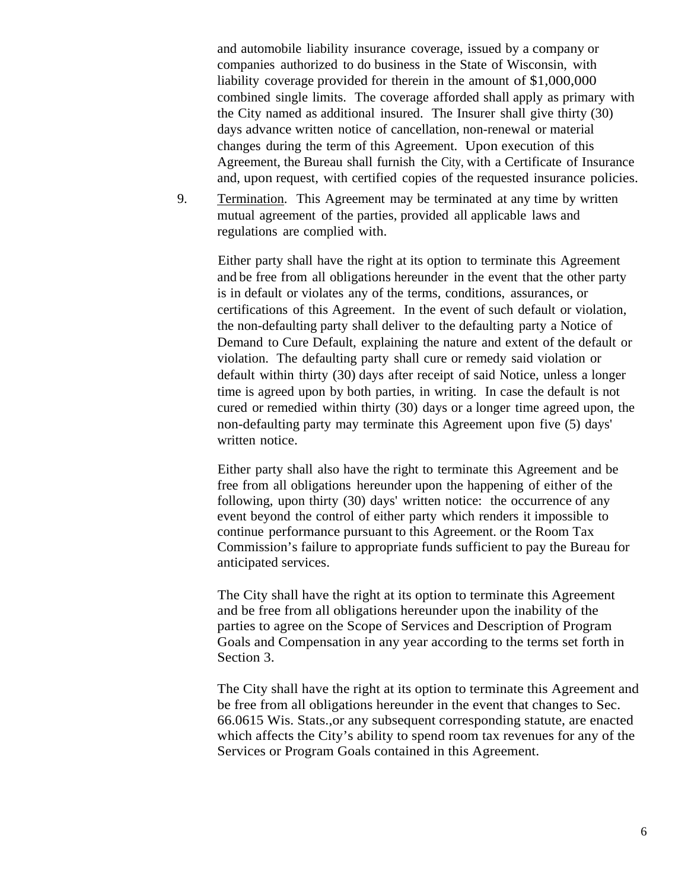and automobile liability insurance coverage, issued by a company or companies authorized to do business in the State of Wisconsin, with liability coverage provided for therein in the amount of $1,000,000 combined single limits. The coverage afforded shall apply as primary with the City named as additional insured. The Insurer shall give thirty (30) days advance written notice of cancellation, non-renewal or material changes during the term of this Agreement. Upon execution of this Agreement, the Bureau shall furnish the City, with a Certificate of Insurance and, upon request, with certified copies of the requested insurance policies.

9. Termination. This Agreement may be terminated at any time by written mutual agreement of the parties, provided all applicable laws and regulations are complied with.

   Either party shall have the right at its option to terminate this Agreement and be free from all obligations hereunder in the event that the other party is in default or violates any of the terms, conditions, assurances, or certifications of this Agreement. In the event of such default or violation, the non-defaulting party shall deliver to the defaulting party a Notice of Demand to Cure Default, explaining the nature and extent of the default or violation. The defaulting party shall cure or remedy said violation or default within thirty (30) days after receipt of said Notice, unless a longer time is agreed upon by both parties, in writing. In case the default is not cured or remedied within thirty (30) days or a longer time agreed upon, the non-defaulting party may terminate this Agreement upon five (5) days' written notice.

   Either party shall also have the right to terminate this Agreement and be free from all obligations hereunder upon the happening of either of the following, upon thirty (30) days' written notice: the occurrence of any event beyond the control of either party which renders it impossible to continue performance pursuant to this Agreement. or the Room Tax Commission's failure to appropriate funds sufficient to pay the Bureau for anticipated services.

   The City shall have the right at its option to terminate this Agreement and be free from all obligations hereunder upon the inability of the parties to agree on the Scope of Services and Description of Program Goals and Compensation in any year according to the terms set forth in Section 3.

   The City shall have the right at its option to terminate this Agreement and be free from all obligations hereunder in the event that changes to Sec. 66.0615 Wis. Stats.,or any subsequent corresponding statute, are enacted which affects the City's ability to spend room tax revenues for any of the Services or Program Goals contained in this Agreement.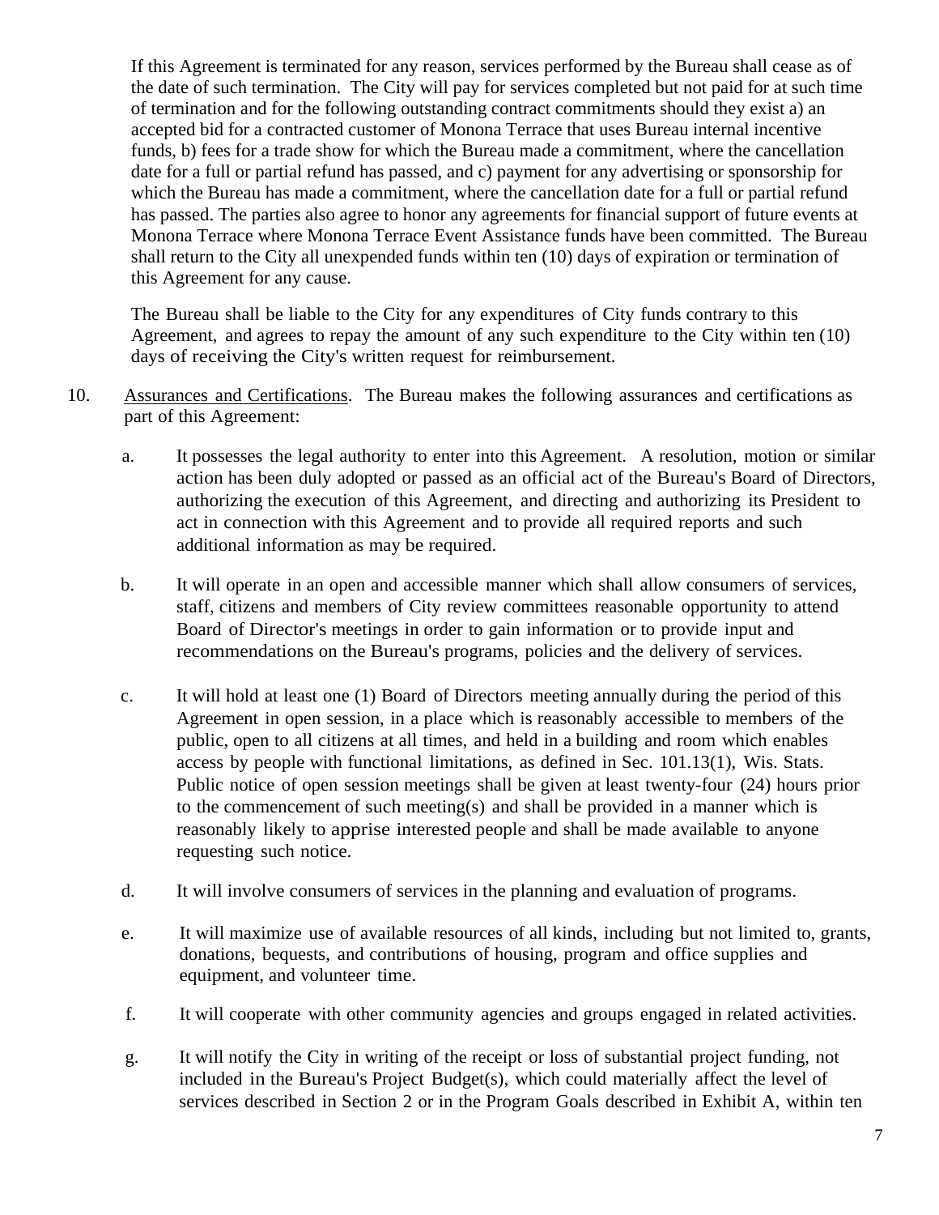If this Agreement is terminated for any reason, services performed by the Bureau shall cease as of the date of such termination. The City will pay for services completed but not paid for at such time of termination and for the following outstanding contract commitments should they exist a) an accepted bid for a contracted customer of Monona Terrace that uses Bureau internal incentive funds, b) fees for a trade show for which the Bureau made a commitment, where the cancellation date for a full or partial refund has passed, and c) payment for any advertising or sponsorship for which the Bureau has made a commitment, where the cancellation date for a full or partial refund has passed. The parties also agree to honor any agreements for financial support of future events at Monona Terrace where Monona Terrace Event Assistance funds have been committed. The Bureau shall return to the City all unexpended funds within ten (10) days of expiration or termination of this Agreement for any cause.

The Bureau shall be liable to the City for any expenditures of City funds contrary to this Agreement, and agrees to repay the amount of any such expenditure to the City within ten (10) days of receiving the City's written request for reimbursement.

10. Assurances and Certifications. The Bureau makes the following assurances and certifications as part of this Agreement:

   a. It possesses the legal authority to enter into this Agreement. A resolution, motion or similar action has been duly adopted or passed as an official act of the Bureau's Board of Directors, authorizing the execution of this Agreement, and directing and authorizing its President to act in connection with this Agreement and to provide all required reports and such additional information as may be required.

   b. It will operate in an open and accessible manner which shall allow consumers of services, staff, citizens and members of City review committees reasonable opportunity to attend Board of Director's meetings in order to gain information or to provide input and recommendations on the Bureau's programs, policies and the delivery of services.

   c. It will hold at least one (1) Board of Directors meeting annually during the period of this Agreement in open session, in a place which is reasonably accessible to members of the public, open to all citizens at all times, and held in a building and room which enables access by people with functional limitations, as defined in Sec. 101.13(1), Wis. Stats. Public notice of open session meetings shall be given at least twenty-four (24) hours prior to the commencement of such meeting(s) and shall be provided in a manner which is reasonably likely to apprise interested people and shall be made available to anyone requesting such notice.

   d. It will involve consumers of services in the planning and evaluation of programs.

   e. It will maximize use of available resources of all kinds, including but not limited to, grants, donations, bequests, and contributions of housing, program and office supplies and equipment, and volunteer time.

   f. It will cooperate with other community agencies and groups engaged in related activities.

   g. It will notify the City in writing of the receipt or loss of substantial project funding, not included in the Bureau's Project Budget(s), which could materially affect the level of services described in Section 2 or in the Program Goals described in Exhibit A, within ten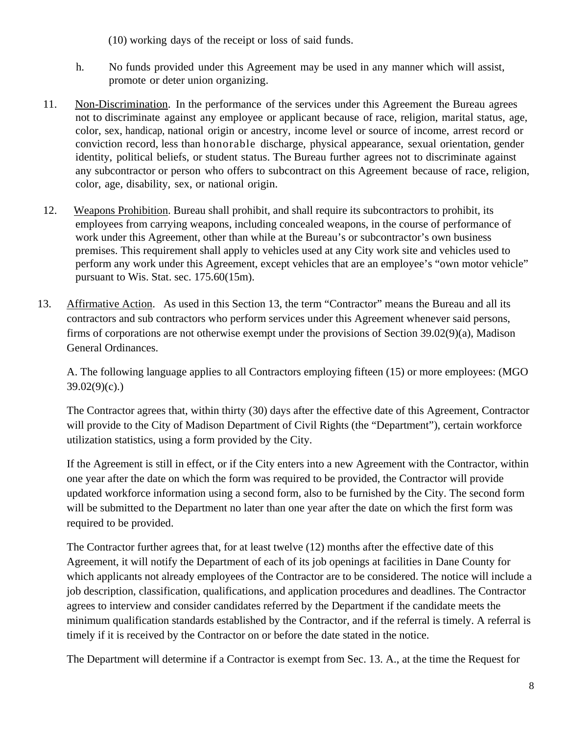(10) working days of the receipt or loss of said funds.

h. No funds provided under this Agreement may be used in any manner which will assist, promote or deter union organizing.

11. Non-Discrimination. In the performance of the services under this Agreement the Bureau agrees not to discriminate against any employee or applicant because of race, religion, marital status, age, color, sex, handicap, national origin or ancestry, income level or source of income, arrest record or conviction record, less than honorable discharge, physical appearance, sexual orientation, gender identity, political beliefs, or student status. The Bureau further agrees not to discriminate against any subcontractor or person who offers to subcontract on this Agreement because of race, religion, color, age, disability, sex, or national origin.

12. Weapons Prohibition. Bureau shall prohibit, and shall require its subcontractors to prohibit, its employees from carrying weapons, including concealed weapons, in the course of performance of work under this Agreement, other than while at the Bureau's or subcontractor's own business premises. This requirement shall apply to vehicles used at any City work site and vehicles used to perform any work under this Agreement, except vehicles that are an employee's "own motor vehicle" pursuant to Wis. Stat. sec. 175.60(15m).

13. Affirmative Action. As used in this Section 13, the term "Contractor" means the Bureau and all its contractors and sub contractors who perform services under this Agreement whenever said persons, firms of corporations are not otherwise exempt under the provisions of Section 39.02(9)(a), Madison General Ordinances.

A. The following language applies to all Contractors employing fifteen (15) or more employees: (MGO 39.02(9)(c).)

The Contractor agrees that, within thirty (30) days after the effective date of this Agreement, Contractor will provide to the City of Madison Department of Civil Rights (the "Department"), certain workforce utilization statistics, using a form provided by the City.

If the Agreement is still in effect, or if the City enters into a new Agreement with the Contractor, within one year after the date on which the form was required to be provided, the Contractor will provide updated workforce information using a second form, also to be furnished by the City. The second form will be submitted to the Department no later than one year after the date on which the first form was required to be provided.

The Contractor further agrees that, for at least twelve (12) months after the effective date of this Agreement, it will notify the Department of each of its job openings at facilities in Dane County for which applicants not already employees of the Contractor are to be considered. The notice will include a job description, classification, qualifications, and application procedures and deadlines. The Contractor agrees to interview and consider candidates referred by the Department if the candidate meets the minimum qualification standards established by the Contractor, and if the referral is timely. A referral is timely if it is received by the Contractor on or before the date stated in the notice.

The Department will determine if a Contractor is exempt from Sec. 13. A., at the time the Request for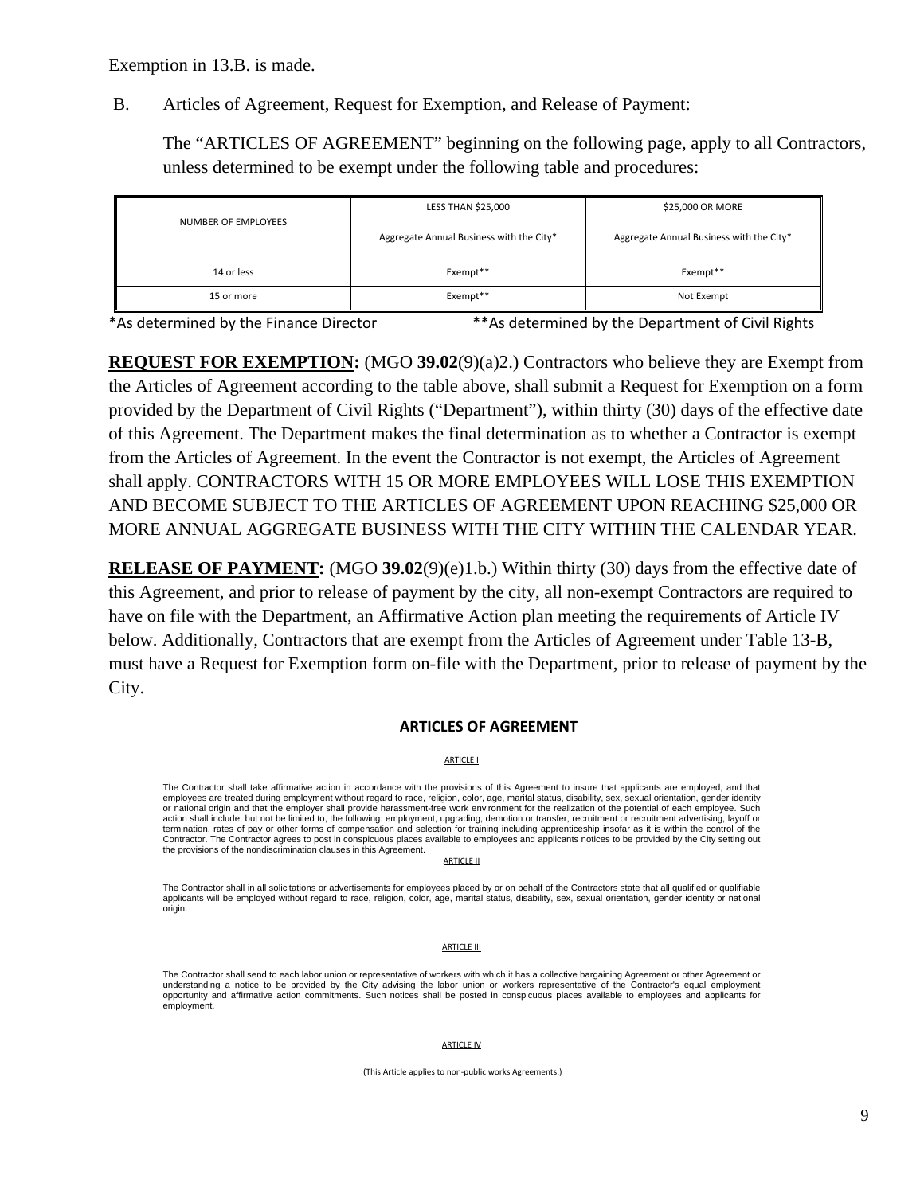Exemption in 13.B. is made.

B. Articles of Agreement, Request for Exemption, and Release of Payment:

The "ARTICLES OF AGREEMENT" beginning on the following page, apply to all Contractors, unless determined to be exempt under the following table and procedures:

| NUMBER OF EMPLOYEES | LESS THAN $25,000<br>Aggregate Annual Business with the City* | $25,000 OR MORE<br>Aggregate Annual Business with the City* |
|---|---|---|
| 14 or less | Exempt** | Exempt** |
| 15 or more | Exempt** | Not Exempt |

*As determined by the Finance Director **As determined by the Department of Civil Rights

**REQUEST FOR EXEMPTION:** (MGO **39.02**(9)(a)2.) Contractors who believe they are Exempt from the Articles of Agreement according to the table above, shall submit a Request for Exemption on a form provided by the Department of Civil Rights ("Department"), within thirty (30) days of the effective date of this Agreement. The Department makes the final determination as to whether a Contractor is exempt from the Articles of Agreement. In the event the Contractor is not exempt, the Articles of Agreement shall apply. CONTRACTORS WITH 15 OR MORE EMPLOYEES WILL LOSE THIS EXEMPTION AND BECOME SUBJECT TO THE ARTICLES OF AGREEMENT UPON REACHING $25,000 OR MORE ANNUAL AGGREGATE BUSINESS WITH THE CITY WITHIN THE CALENDAR YEAR.

**RELEASE OF PAYMENT:** (MGO **39.02**(9)(e)1.b.) Within thirty (30) days from the effective date of this Agreement, and prior to release of payment by the city, all non-exempt Contractors are required to have on file with the Department, an Affirmative Action plan meeting the requirements of Article IV below. Additionally, Contractors that are exempt from the Articles of Agreement under Table 13-B, must have a Request for Exemption form on-file with the Department, prior to release of payment by the City.

## ARTICLES OF AGREEMENT

ARTICLE I

The Contractor shall take affirmative action in accordance with the provisions of this Agreement to insure that applicants are employed, and that employees are treated during employment without regard to race, religion, color, age, marital status, disability, sex, sexual orientation, gender identity or national origin and that the employer shall provide harassment-free work environment for the realization of the potential of each employee. Such action shall include, but not be limited to, the following: employment, upgrading, demotion or transfer, recruitment or recruitment advertising, layoff or termination, rates of pay or other forms of compensation and selection for training including apprenticeship insofar as it is within the control of the Contractor. The Contractor agrees to post in conspicuous places available to employees and applicants notices to be provided by the City setting out the provisions of the nondiscrimination clauses in this Agreement.

ARTICLE II

The Contractor shall in all solicitations or advertisements for employees placed by or on behalf of the Contractors state that all qualified or qualifiable applicants will be employed without regard to race, religion, color, age, marital status, disability, sex, sexual orientation, gender identity or national origin.

ARTICLE III

The Contractor shall send to each labor union or representative of workers with which it has a collective bargaining Agreement or other Agreement or understanding a notice to be provided by the City advising the labor union or workers representative of the Contractor's equal employment opportunity and affirmative action commitments. Such notices shall be posted in conspicuous places available to employees and applicants for employment.

ARTICLE IV

(This Article applies to non-public works Agreements.)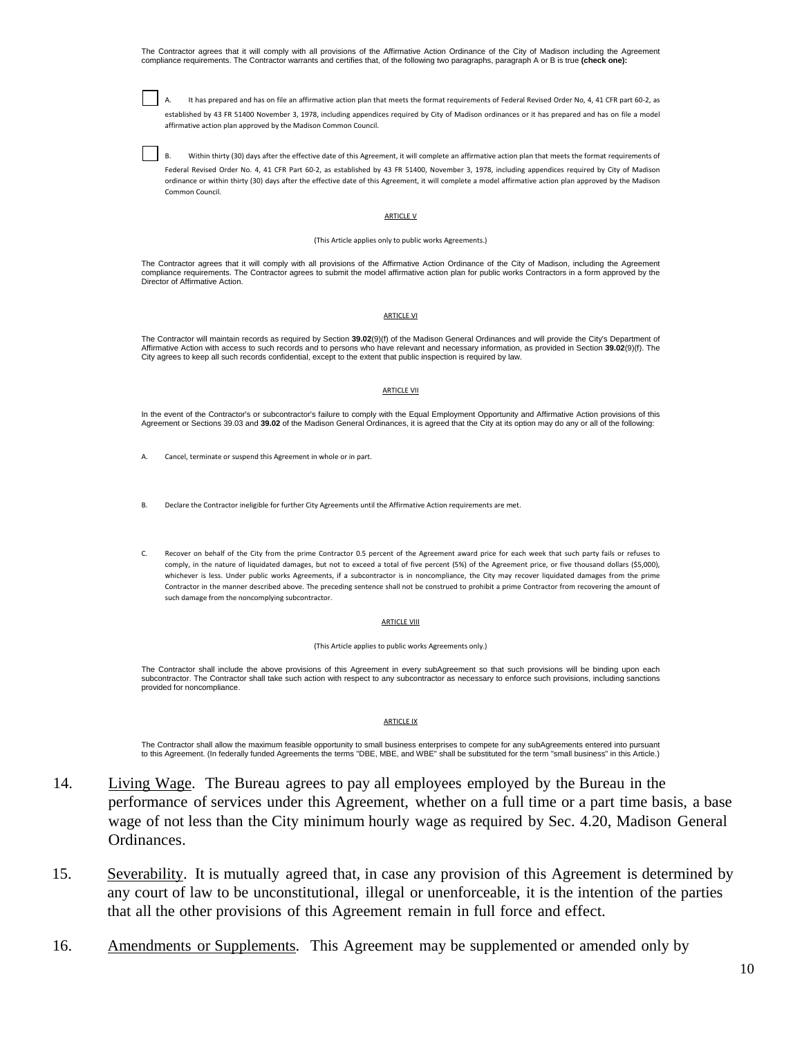The Contractor agrees that it will comply with all provisions of the Affirmative Action Ordinance of the City of Madison including the Agreement compliance requirements. The Contractor warrants and certifies that, of the following two paragraphs, paragraph A or B is true **(check one):**

☐ A. It has prepared and has on file an affirmative action plan that meets the format requirements of Federal Revised Order No, 4, 41 CFR part 60-2, as established by 43 FR 51400 November 3, 1978, including appendices required by City of Madison ordinances or it has prepared and has on file a model affirmative action plan approved by the Madison Common Council.

☐ B. Within thirty (30) days after the effective date of this Agreement, it will complete an affirmative action plan that meets the format requirements of Federal Revised Order No. 4, 41 CFR Part 60-2, as established by 43 FR 51400, November 3, 1978, including appendices required by City of Madison ordinance or within thirty (30) days after the effective date of this Agreement, it will complete a model affirmative action plan approved by the Madison Common Council.

ARTICLE V

(This Article applies only to public works Agreements.)

The Contractor agrees that it will comply with all provisions of the Affirmative Action Ordinance of the City of Madison, including the Agreement compliance requirements. The Contractor agrees to submit the model affirmative action plan for public works Contractors in a form approved by the Director of Affirmative Action.

ARTICLE VI

The Contractor will maintain records as required by Section **39.02**(9)(f) of the Madison General Ordinances and will provide the City's Department of Affirmative Action with access to such records and to persons who have relevant and necessary information, as provided in Section **39.02**(9)(f). The City agrees to keep all such records confidential, except to the extent that public inspection is required by law.

ARTICLE VII

In the event of the Contractor's or subcontractor's failure to comply with the Equal Employment Opportunity and Affirmative Action provisions of this Agreement or Sections 39.03 and **39.02** of the Madison General Ordinances, it is agreed that the City at its option may do any or all of the following:

A. Cancel, terminate or suspend this Agreement in whole or in part.

B. Declare the Contractor ineligible for further City Agreements until the Affirmative Action requirements are met.

C. Recover on behalf of the City from the prime Contractor 0.5 percent of the Agreement award price for each week that such party fails or refuses to comply, in the nature of liquidated damages, but not to exceed a total of five percent (5%) of the Agreement price, or five thousand dollars ($5,000), whichever is less. Under public works Agreements, if a subcontractor is in noncompliance, the City may recover liquidated damages from the prime Contractor in the manner described above. The preceding sentence shall not be construed to prohibit a prime Contractor from recovering the amount of such damage from the noncomplying subcontractor.

ARTICLE VIII

(This Article applies to public works Agreements only.)

The Contractor shall include the above provisions of this Agreement in every subAgreement so that such provisions will be binding upon each subcontractor. The Contractor shall take such action with respect to any subcontractor as necessary to enforce such provisions, including sanctions provided for noncompliance.

ARTICLE IX

The Contractor shall allow the maximum feasible opportunity to small business enterprises to compete for any subAgreements entered into pursuant to this Agreement. (In federally funded Agreements the terms "DBE, MBE, and WBE" shall be substituted for the term "small business" in this Article.)

14. Living Wage. The Bureau agrees to pay all employees employed by the Bureau in the performance of services under this Agreement, whether on a full time or a part time basis, a base wage of not less than the City minimum hourly wage as required by Sec. 4.20, Madison General Ordinances.

15. Severability. It is mutually agreed that, in case any provision of this Agreement is determined by any court of law to be unconstitutional, illegal or unenforceable, it is the intention of the parties that all the other provisions of this Agreement remain in full force and effect.

16. Amendments or Supplements. This Agreement may be supplemented or amended only by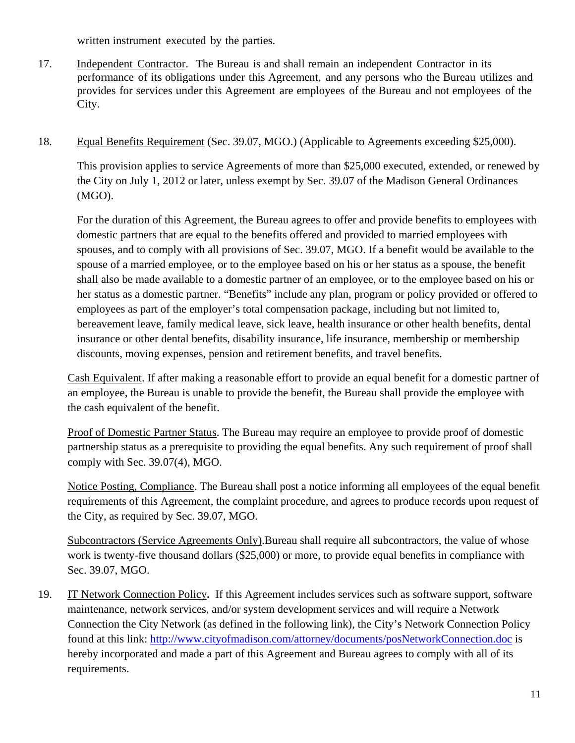written instrument executed by the parties.

17. Independent Contractor. The Bureau is and shall remain an independent Contractor in its performance of its obligations under this Agreement, and any persons who the Bureau utilizes and provides for services under this Agreement are employees of the Bureau and not employees of the City.

18. Equal Benefits Requirement (Sec. 39.07, MGO.) (Applicable to Agreements exceeding $25,000).

This provision applies to service Agreements of more than $25,000 executed, extended, or renewed by the City on July 1, 2012 or later, unless exempt by Sec. 39.07 of the Madison General Ordinances (MGO).

For the duration of this Agreement, the Bureau agrees to offer and provide benefits to employees with domestic partners that are equal to the benefits offered and provided to married employees with spouses, and to comply with all provisions of Sec. 39.07, MGO. If a benefit would be available to the spouse of a married employee, or to the employee based on his or her status as a spouse, the benefit shall also be made available to a domestic partner of an employee, or to the employee based on his or her status as a domestic partner. "Benefits" include any plan, program or policy provided or offered to employees as part of the employer's total compensation package, including but not limited to, bereavement leave, family medical leave, sick leave, health insurance or other health benefits, dental insurance or other dental benefits, disability insurance, life insurance, membership or membership discounts, moving expenses, pension and retirement benefits, and travel benefits.

Cash Equivalent. If after making a reasonable effort to provide an equal benefit for a domestic partner of an employee, the Bureau is unable to provide the benefit, the Bureau shall provide the employee with the cash equivalent of the benefit.

Proof of Domestic Partner Status. The Bureau may require an employee to provide proof of domestic partnership status as a prerequisite to providing the equal benefits. Any such requirement of proof shall comply with Sec. 39.07(4), MGO.

Notice Posting, Compliance. The Bureau shall post a notice informing all employees of the equal benefit requirements of this Agreement, the complaint procedure, and agrees to produce records upon request of the City, as required by Sec. 39.07, MGO.

Subcontractors (Service Agreements Only).Bureau shall require all subcontractors, the value of whose work is twenty-five thousand dollars ($25,000) or more, to provide equal benefits in compliance with Sec. 39.07, MGO.

19. IT Network Connection Policy**.** If this Agreement includes services such as software support, software maintenance, network services, and/or system development services and will require a Network Connection the City Network (as defined in the following link), the City's Network Connection Policy found at this link: http://www.cityofmadison.com/attorney/documents/posNetworkConnection.doc is hereby incorporated and made a part of this Agreement and Bureau agrees to comply with all of its requirements.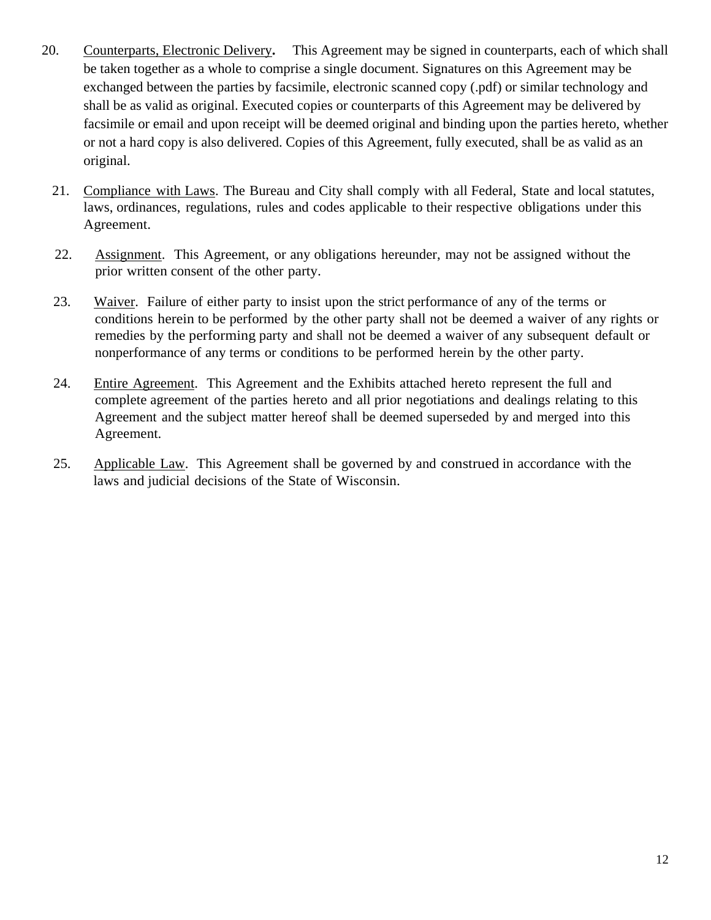20. Counterparts, Electronic Delivery**.** This Agreement may be signed in counterparts, each of which shall be taken together as a whole to comprise a single document. Signatures on this Agreement may be exchanged between the parties by facsimile, electronic scanned copy (.pdf) or similar technology and shall be as valid as original. Executed copies or counterparts of this Agreement may be delivered by facsimile or email and upon receipt will be deemed original and binding upon the parties hereto, whether or not a hard copy is also delivered. Copies of this Agreement, fully executed, shall be as valid as an original.

21. Compliance with Laws. The Bureau and City shall comply with all Federal, State and local statutes, laws, ordinances, regulations, rules and codes applicable to their respective obligations under this Agreement.

22. Assignment. This Agreement, or any obligations hereunder, may not be assigned without the prior written consent of the other party.

23. Waiver. Failure of either party to insist upon the strict performance of any of the terms or conditions herein to be performed by the other party shall not be deemed a waiver of any rights or remedies by the performing party and shall not be deemed a waiver of any subsequent default or nonperformance of any terms or conditions to be performed herein by the other party.

24. Entire Agreement. This Agreement and the Exhibits attached hereto represent the full and complete agreement of the parties hereto and all prior negotiations and dealings relating to this Agreement and the subject matter hereof shall be deemed superseded by and merged into this Agreement.

25. Applicable Law. This Agreement shall be governed by and construed in accordance with the laws and judicial decisions of the State of Wisconsin.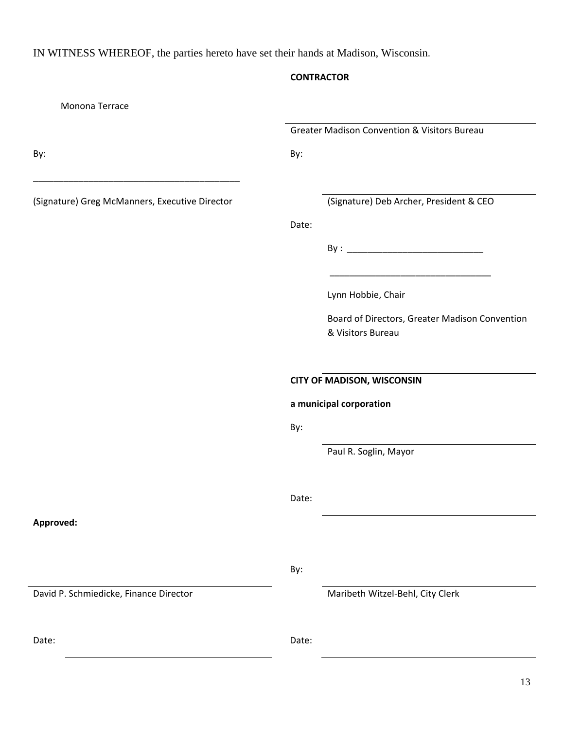IN WITNESS WHEREOF, the parties hereto have set their hands at Madison, Wisconsin.

**CONTRACTOR**

Monona Terrace

By:

\_\_\_\_\_\_\_\_\_\_\_\_\_\_\_\_\_\_\_\_\_\_\_\_\_\_\_\_\_\_\_\_\_\_\_\_\_\_\_\_\_\_

(Signature) Greg McManners, Executive Director

Greater Madison Convention & Visitors Bureau

By:

(Signature) Deb Archer, President & CEO

Date:

By : \_\_\_\_\_\_\_\_\_\_\_\_\_\_\_\_\_\_\_\_\_\_\_\_\_\_\_\_

\_\_\_\_\_\_\_\_\_\_\_\_\_\_\_\_\_\_\_\_\_\_\_\_\_\_\_\_\_\_\_\_\_\_

Lynn Hobbie, Chair

Board of Directors, Greater Madison Convention & Visitors Bureau

**CITY OF MADISON, WISCONSIN**

**a municipal corporation**

By:

Paul R. Soglin, Mayor

Date:

**Approved:**

David P. Schmiedicke, Finance Director

Date:

By:

Maribeth Witzel-Behl, City Clerk

Date: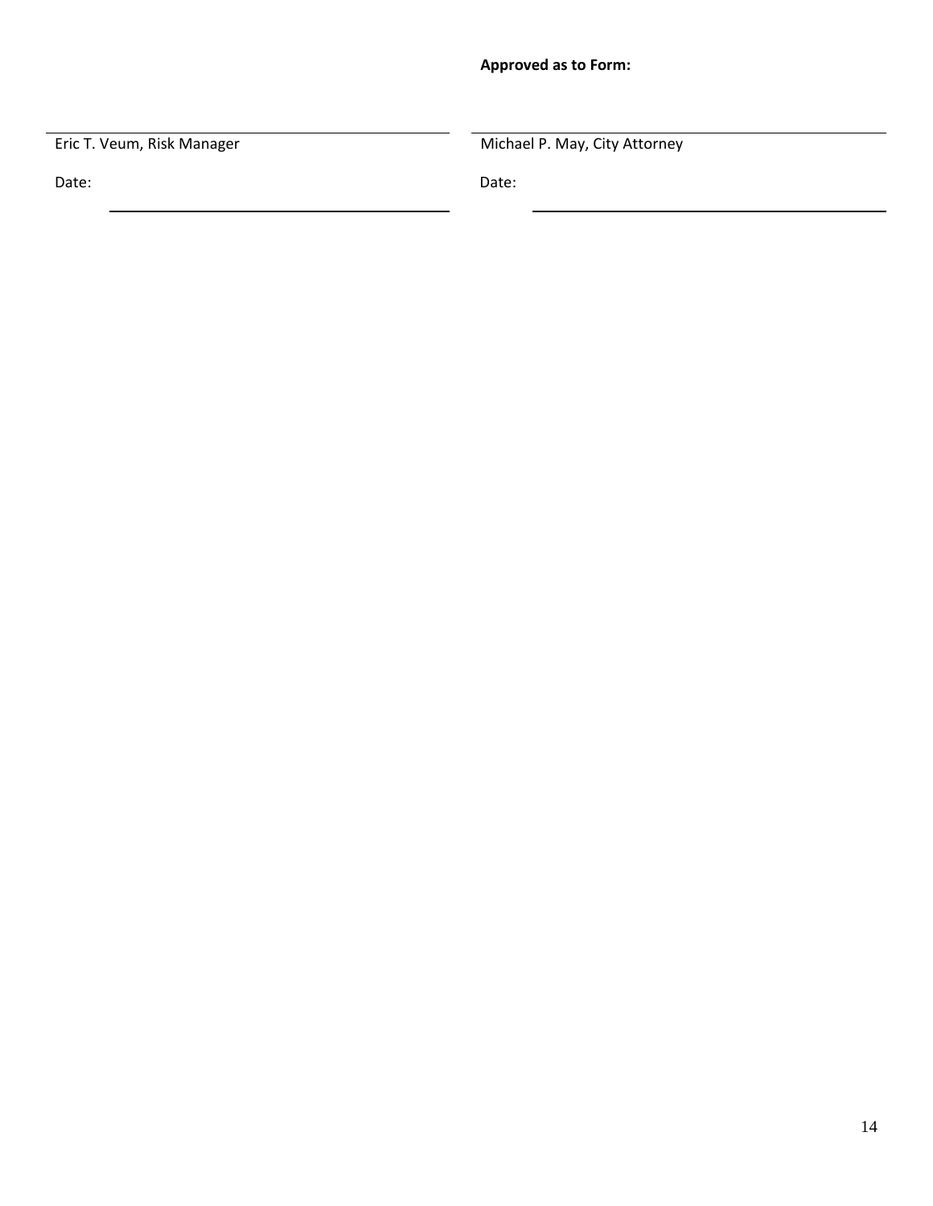**Approved as to Form:**

| | |
|---|---|
| Eric T. Veum, Risk Manager | Michael P. May, City Attorney |
| Date: | Date: |